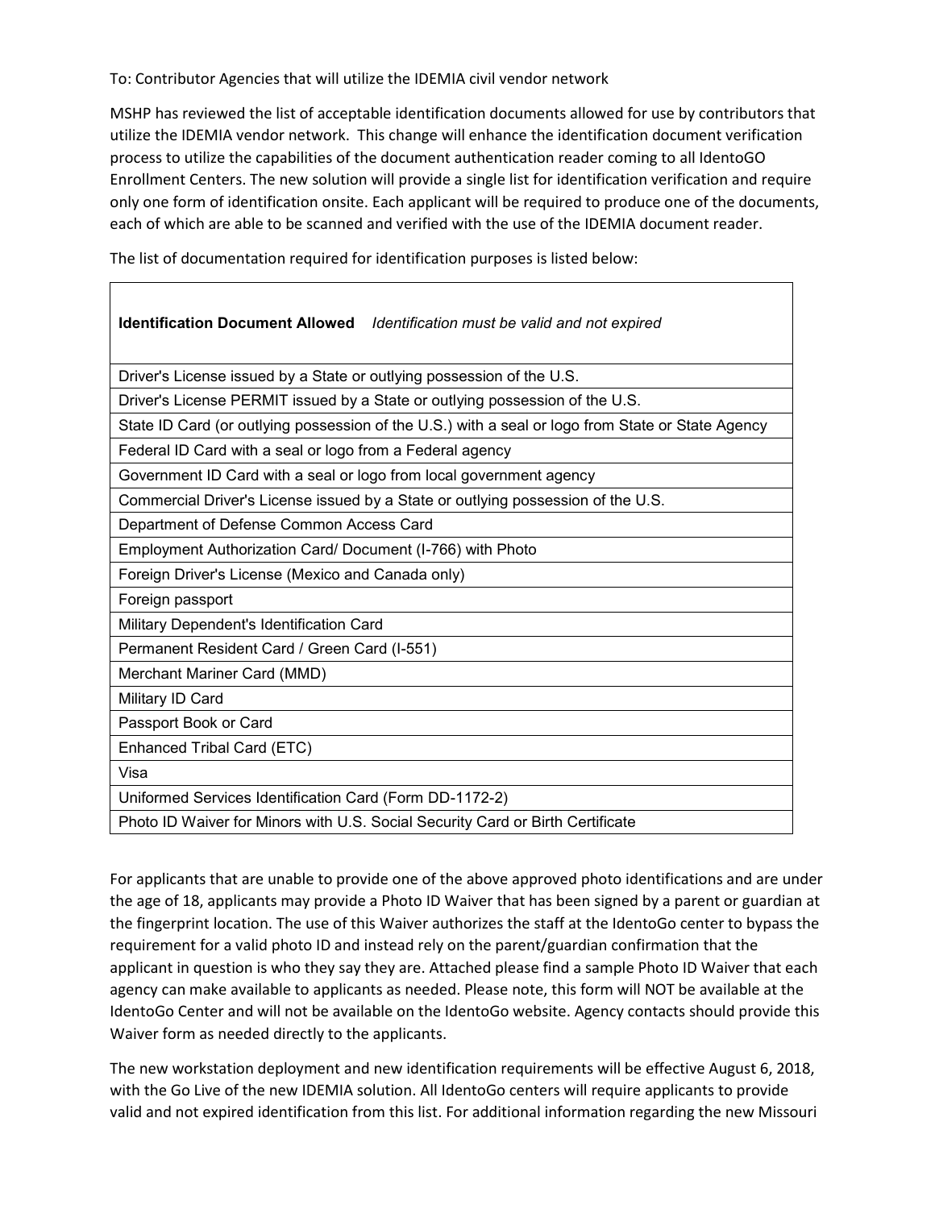To: Contributor Agencies that will utilize the IDEMIA civil vendor network

MSHP has reviewed the list of acceptable identification documents allowed for use by contributors that utilize the IDEMIA vendor network. This change will enhance the identification document verification process to utilize the capabilities of the document authentication reader coming to all IdentoGO Enrollment Centers. The new solution will provide a single list for identification verification and require only one form of identification onsite. Each applicant will be required to produce one of the documents, each of which are able to be scanned and verified with the use of the IDEMIA document reader.

The list of documentation required for identification purposes is listed below:

| **Identification Document Allowed** *Identification must be valid and not expired* |
|---|
| Driver's License issued by a State or outlying possession of the U.S. |
| Driver's License PERMIT issued by a State or outlying possession of the U.S. |
| State ID Card (or outlying possession of the U.S.) with a seal or logo from State or State Agency |
| Federal ID Card with a seal or logo from a Federal agency |
| Government ID Card with a seal or logo from local government agency |
| Commercial Driver's License issued by a State or outlying possession of the U.S. |
| Department of Defense Common Access Card |
| Employment Authorization Card/ Document (I-766) with Photo |
| Foreign Driver's License (Mexico and Canada only) |
| Foreign passport |
| Military Dependent's Identification Card |
| Permanent Resident Card / Green Card (I-551) |
| Merchant Mariner Card (MMD) |
| Military ID Card |
| Passport Book or Card |
| Enhanced Tribal Card (ETC) |
| Visa |
| Uniformed Services Identification Card (Form DD-1172-2) |
| Photo ID Waiver for Minors with U.S. Social Security Card or Birth Certificate |

For applicants that are unable to provide one of the above approved photo identifications and are under the age of 18, applicants may provide a Photo ID Waiver that has been signed by a parent or guardian at the fingerprint location. The use of this Waiver authorizes the staff at the IdentoGo center to bypass the requirement for a valid photo ID and instead rely on the parent/guardian confirmation that the applicant in question is who they say they are. Attached please find a sample Photo ID Waiver that each agency can make available to applicants as needed. Please note, this form will NOT be available at the IdentoGo Center and will not be available on the IdentoGo website. Agency contacts should provide this Waiver form as needed directly to the applicants.

The new workstation deployment and new identification requirements will be effective August 6, 2018, with the Go Live of the new IDEMIA solution. All IdentoGo centers will require applicants to provide valid and not expired identification from this list. For additional information regarding the new Missouri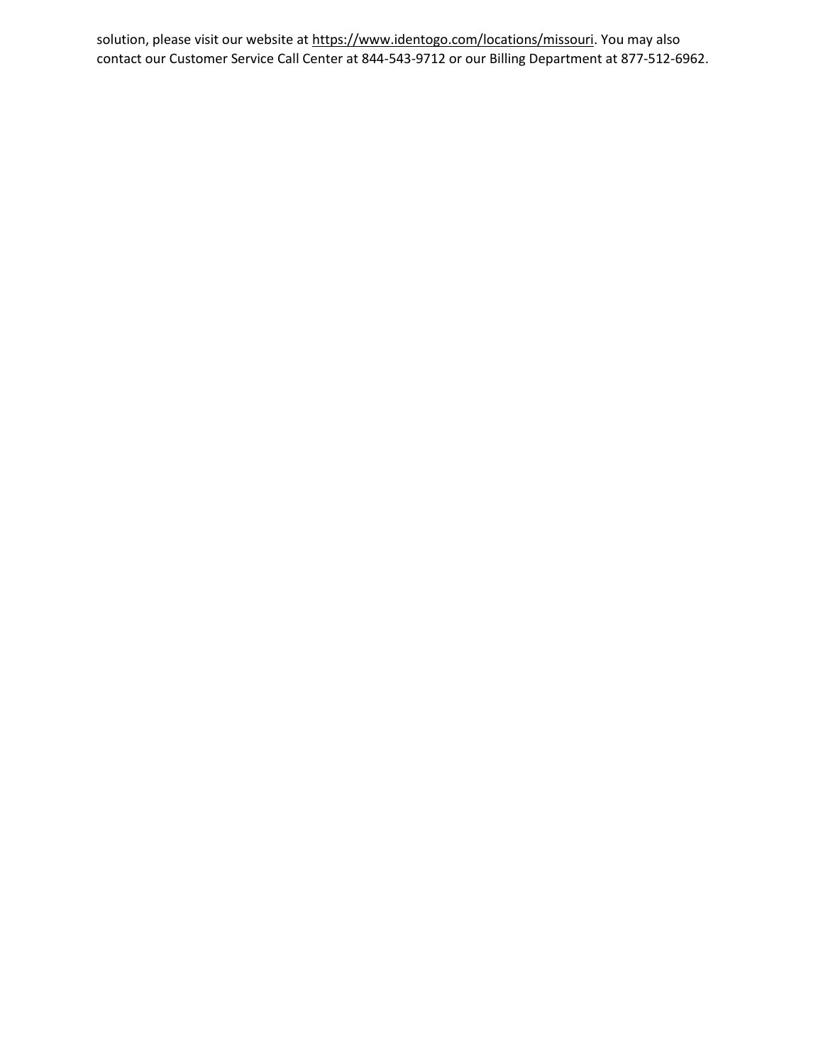solution, please visit our website at https://www.identogo.com/locations/missouri. You may also contact our Customer Service Call Center at 844-543-9712 or our Billing Department at 877-512-6962.